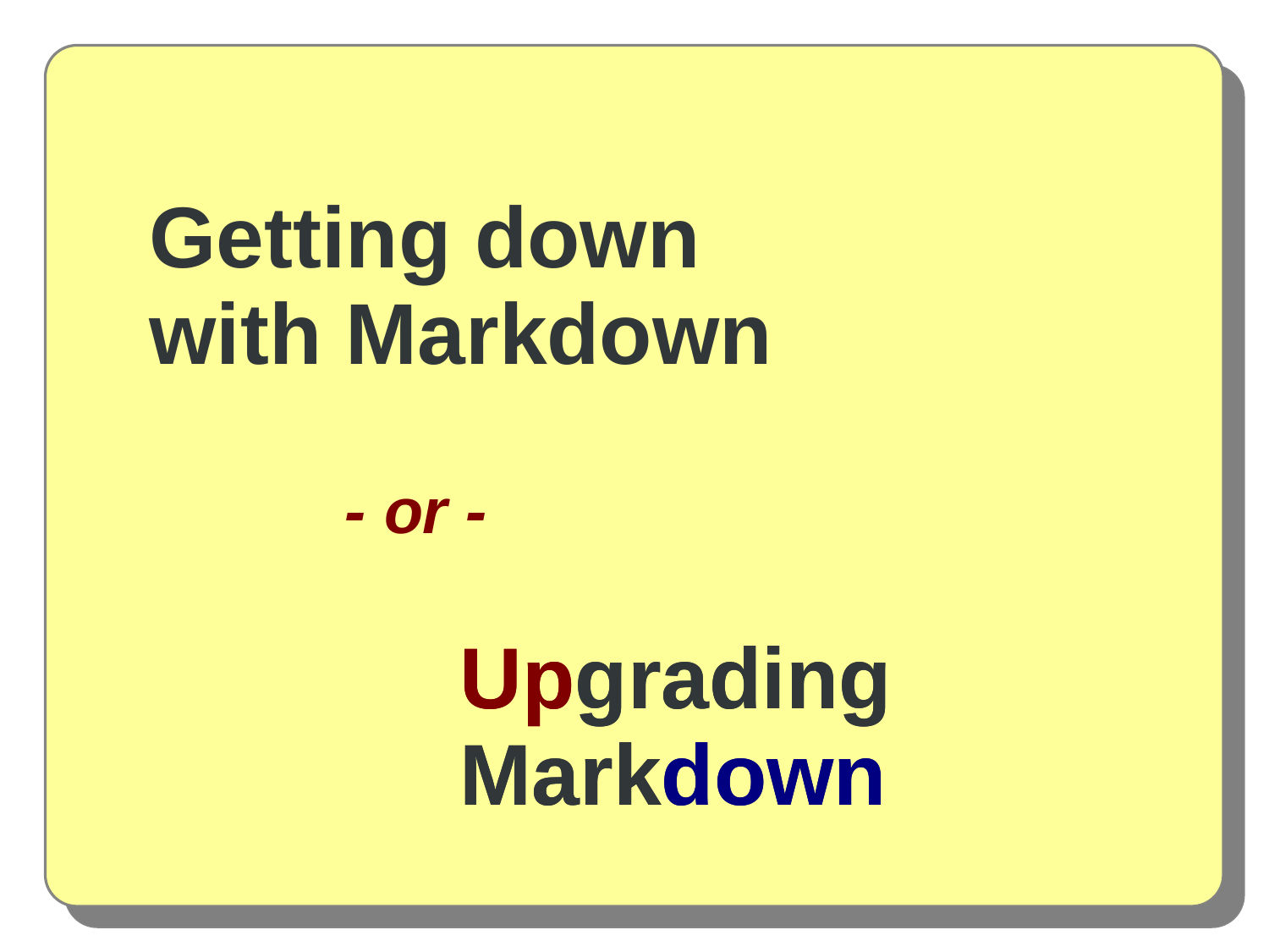# Getting down with Markdown

*- or -*

# Upgrading Markdown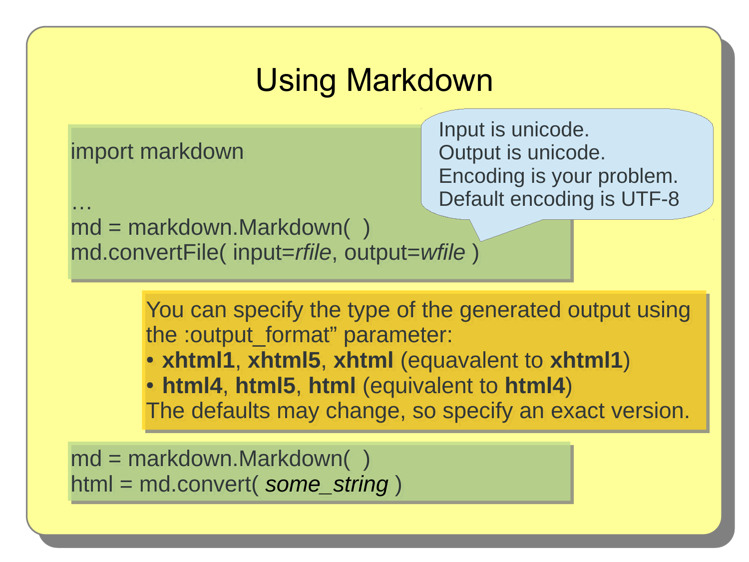# Using Markdown

```
import markdown

…
md = markdown.Markdown( )
md.convertFile( input=rfile, output=wfile )
```

Input is unicode.
Output is unicode.
Encoding is your problem.
Default encoding is UTF-8

You can specify the type of the generated output using the :output_format” parameter:

- **xhtml1**, **xhtml5**, **xhtml** (equavalent to **xhtml1**)
- **html4**, **html5**, **html** (equivalent to **html4**)

The defaults may change, so specify an exact version.

```
md = markdown.Markdown( )
html = md.convert( some_string )
```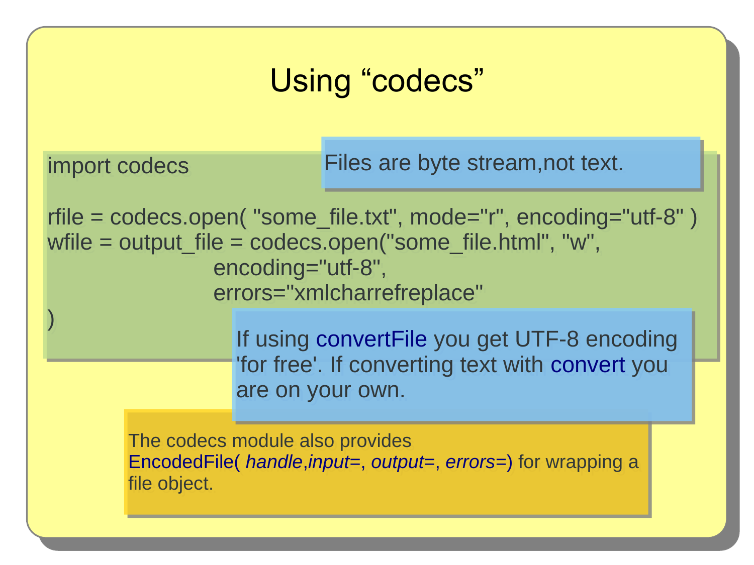# Using "codecs"

```
import codecs

rfile = codecs.open( "some_file.txt", mode="r", encoding="utf-8" )
wfile = output_file = codecs.open("some_file.html", "w",
                        encoding="utf-8",
                        errors="xmlcharrefreplace"
)
```

Files are byte stream,not text.

If using convertFile you get UTF-8 encoding 'for free'. If converting text with convert you are on your own.

The codecs module also provides EncodedFile( *handle*,*input*=, *output*=, *errors*=) for wrapping a file object.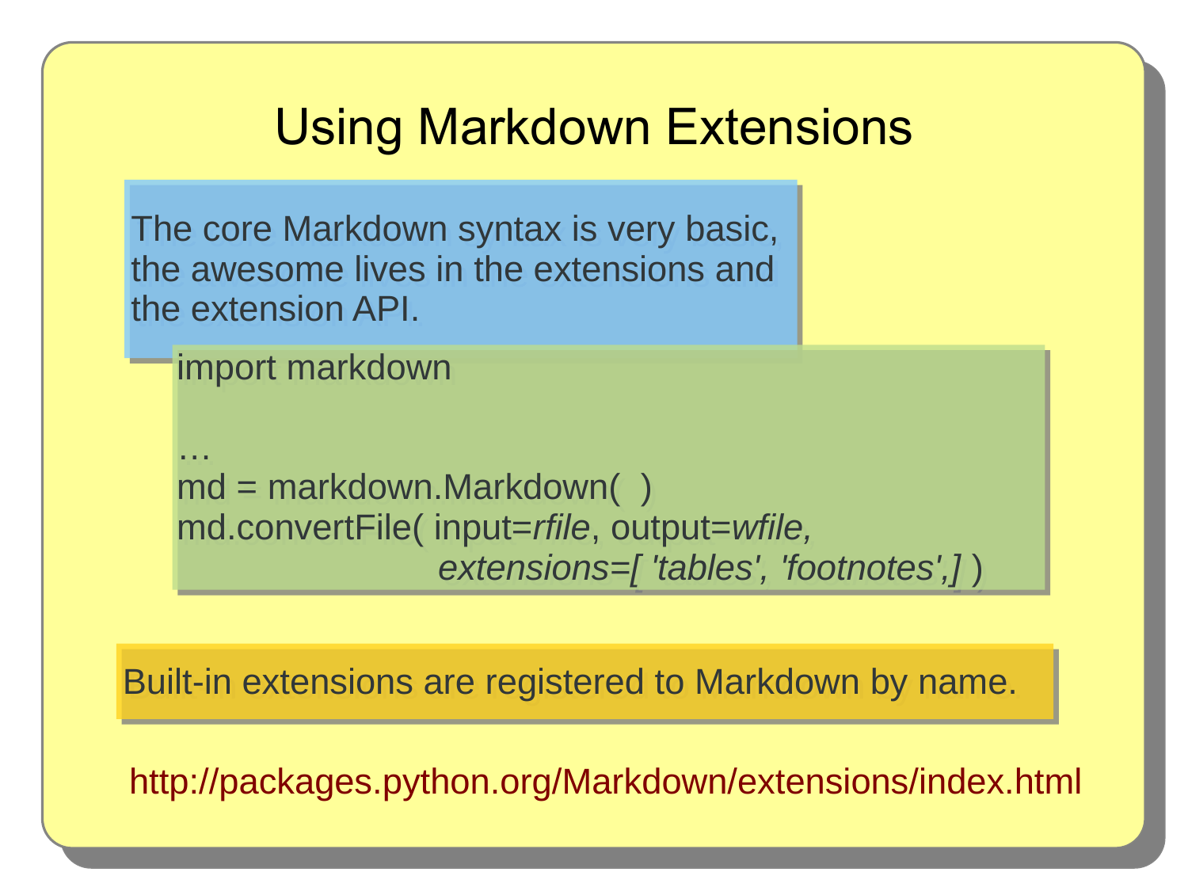# Using Markdown Extensions

The core Markdown syntax is very basic, the awesome lives in the extensions and the extension API.

```
import markdown

…
md = markdown.Markdown(  )
md.convertFile( input=rfile, output=wfile,
                extensions=[ 'tables', 'footnotes',] )
```

Built-in extensions are registered to Markdown by name.

http://packages.python.org/Markdown/extensions/index.html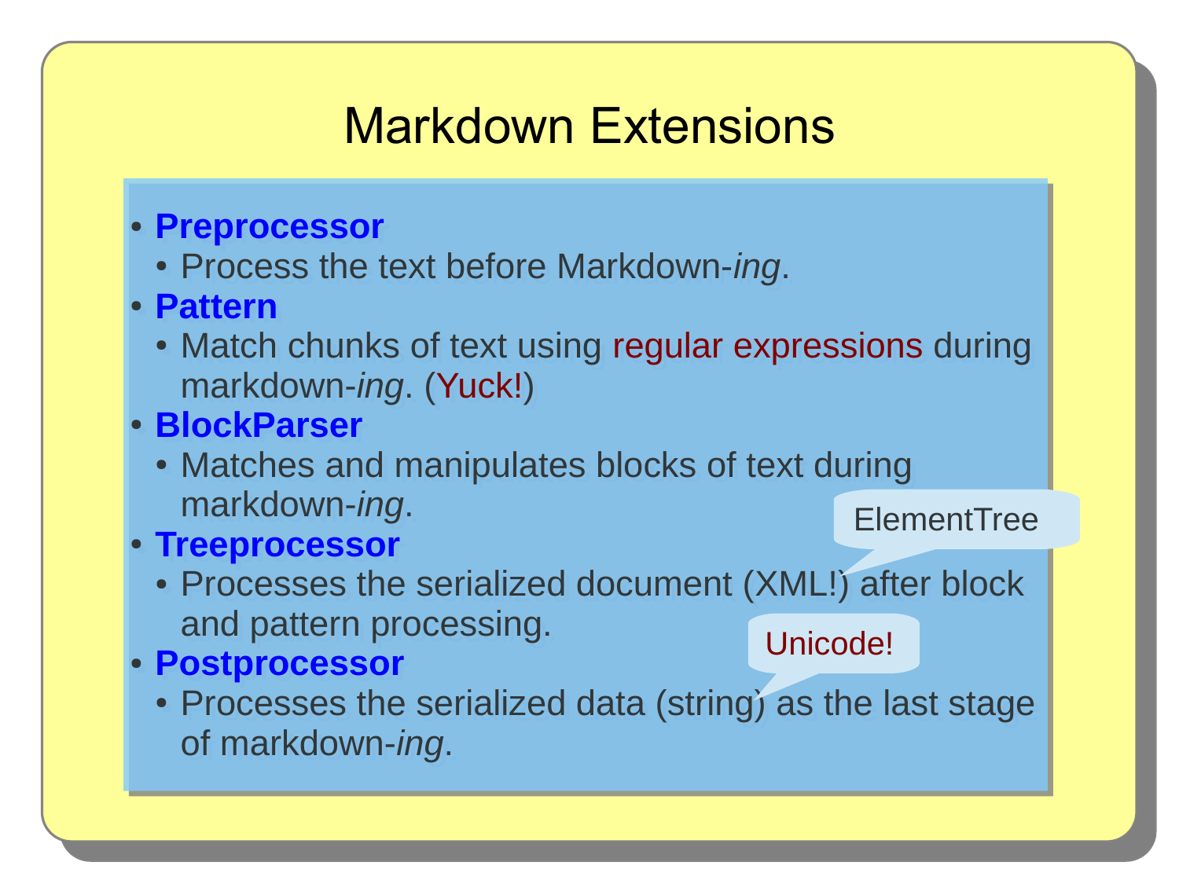# Markdown Extensions

- **Preprocessor**
  - Process the text before Markdown-*ing*.
- **Pattern**
  - Match chunks of text using regular expressions during markdown-*ing*. (Yuck!)
- **BlockParser**
  - Matches and manipulates blocks of text during markdown-*ing*.
- **Treeprocessor**
  - Processes the serialized document (XML!) after block and pattern processing.
- **Postprocessor**
  - Processes the serialized data (string) as the last stage of markdown-*ing*.

ElementTree

Unicode!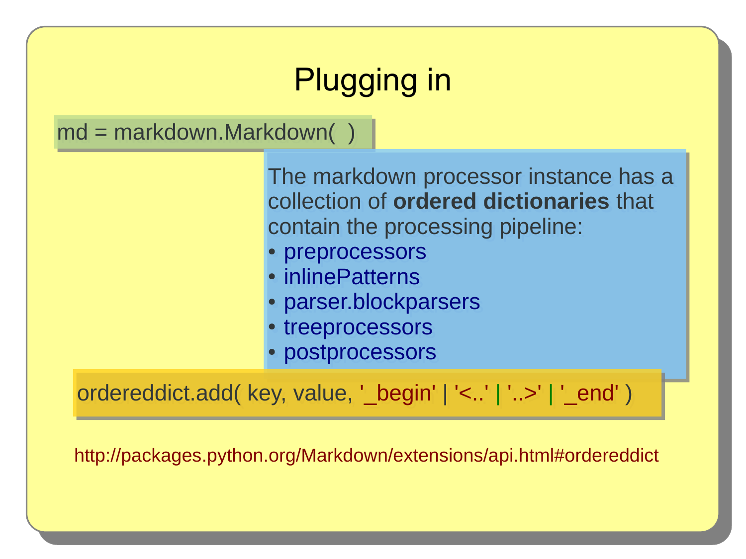# Plugging in

```
md = markdown.Markdown( )
```

The markdown processor instance has a collection of **ordered dictionaries** that contain the processing pipeline:

- preprocessors
- inlinePatterns
- parser.blockparsers
- treeprocessors
- postprocessors

```
ordereddict.add( key, value, '_begin' | '<..' | '..>' | '_end' )
```

http://packages.python.org/Markdown/extensions/api.html#ordereddict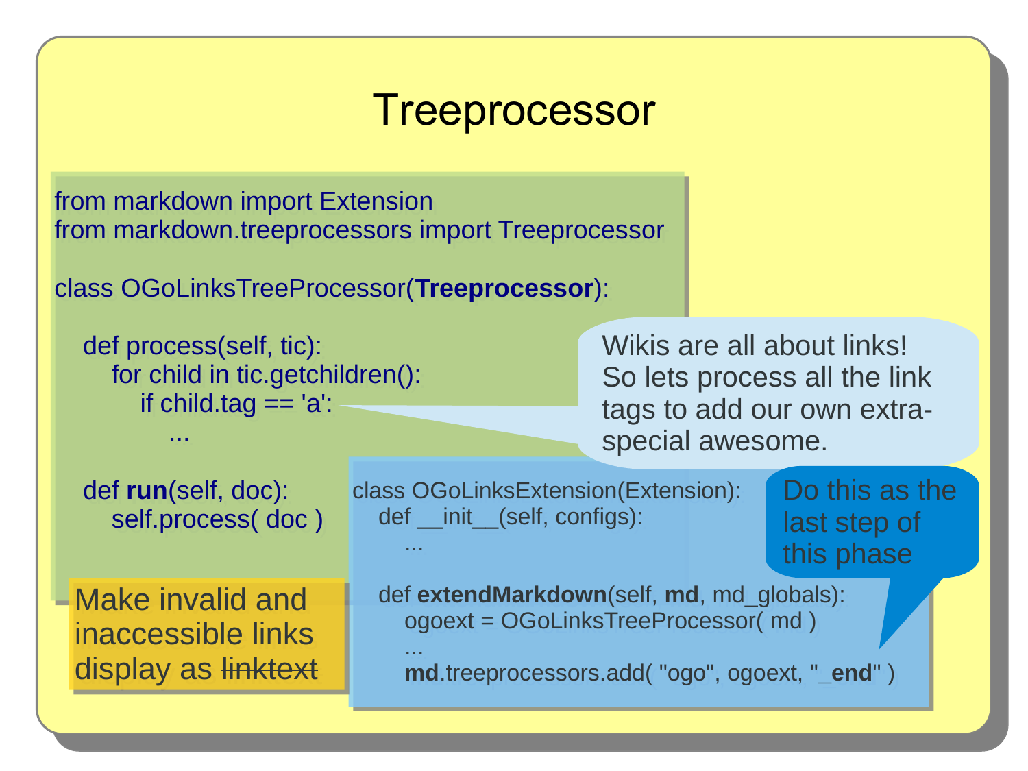# Treeprocessor

```python
from markdown import Extension
from markdown.treeprocessors import Treeprocessor

class OGoLinksTreeProcessor(Treeprocessor):

    def process(self, tic):
        for child in tic.getchildren():
            if child.tag == 'a':
                ...

    def run(self, doc):
        self.process( doc )
```

Wikis are all about links! So lets process all the link tags to add our own extra-special awesome.

```python
class OGoLinksExtension(Extension):
    def __init__(self, configs):
        ...

    def extendMarkdown(self, md, md_globals):
        ogoext = OGoLinksTreeProcessor( md )
        ...
        md.treeprocessors.add( "ogo", ogoext, "_end" )
```

Do this as the last step of this phase

Make invalid and inaccessible links display as ~~linktext~~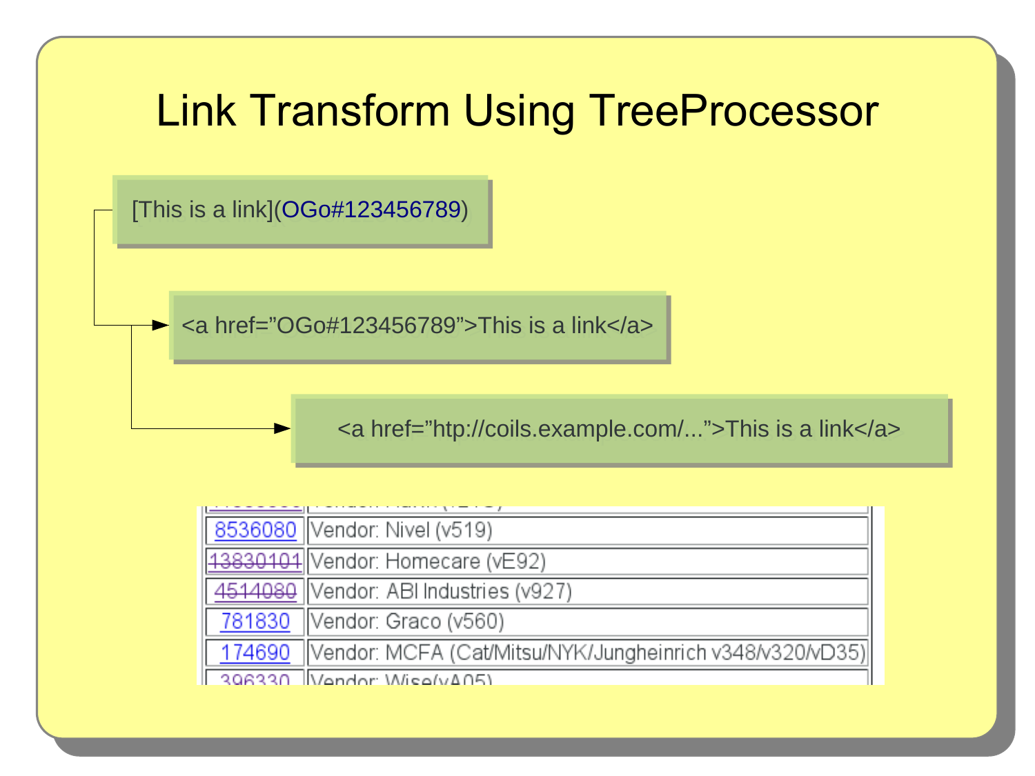# Link Transform Using TreeProcessor

[This is a link](OGo#123456789)

<a href="OGo#123456789">This is a link</a>

<a href="http://coils.example.com/...">This is a link</a>

| | |
|---|---|
| 8536080 | Vendor: Nivel (v519) |
| 13830101 | Vendor: Homecare (vE92) |
| 4514080 | Vendor: ABI Industries (v927) |
| 781830 | Vendor: Graco (v560) |
| 174690 | Vendor: MCFA (Cat/Mitsu/NYK/Jungheinrich v348/v320/vD35) |
| 396330 | Vendor: Wise(vA05) |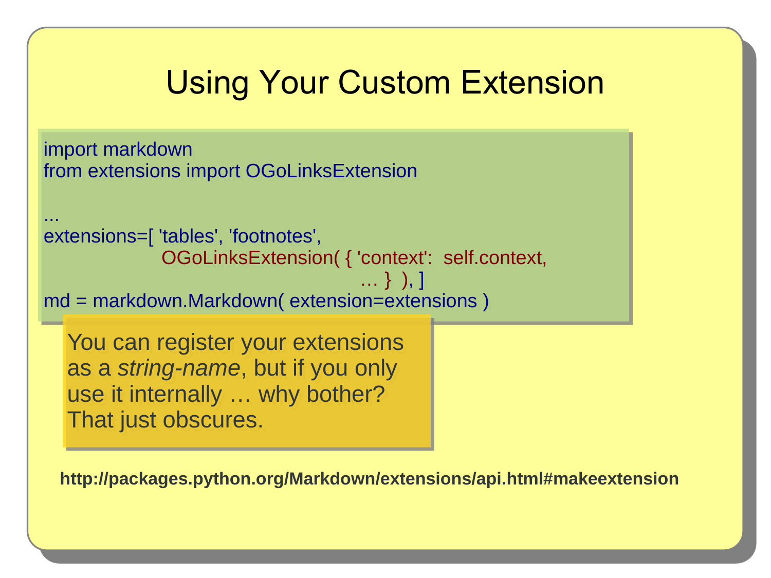# Using Your Custom Extension

```
import markdown
from extensions import OGoLinksExtension

...
extensions=[ 'tables', 'footnotes',
                  OGoLinksExtension( { 'context':  self.context,
                                                     … }  ), ]
md = markdown.Markdown( extension=extensions )
```

You can register your extensions as a *string-name*, but if you only use it internally … why bother? That just obscures.

**http://packages.python.org/Markdown/extensions/api.html#makeextension**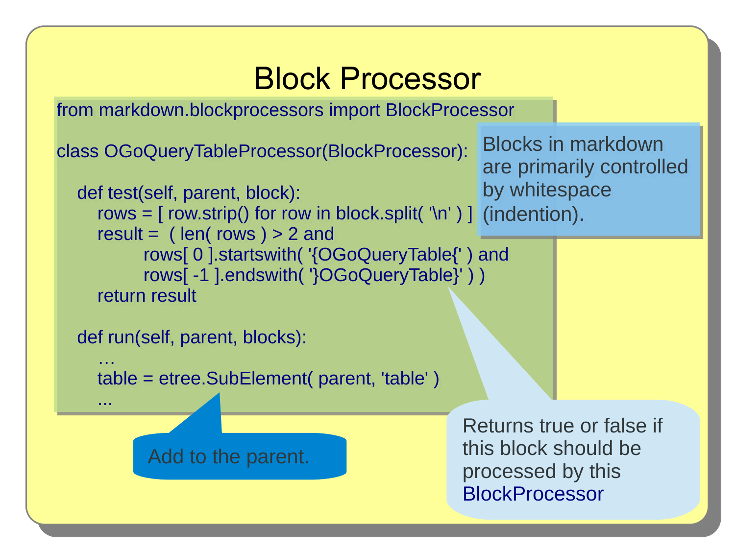# Block Processor

```
from markdown.blockprocessors import BlockProcessor

class OGoQueryTableProcessor(BlockProcessor):

   def test(self, parent, block):
      rows = [ row.strip() for row in block.split( '\n' ) ]
      result =  ( len( rows ) > 2 and
              rows[ 0 ].startswith( '{OGoQueryTable{' ) and
              rows[ -1 ].endswith( '}OGoQueryTable}' ) )
      return result

   def run(self, parent, blocks):
      …
      table = etree.SubElement( parent, 'table' )
      ...
```

Blocks in markdown are primarily controlled by whitespace (indention).

Returns true or false if this block should be processed by this BlockProcessor

Add to the parent.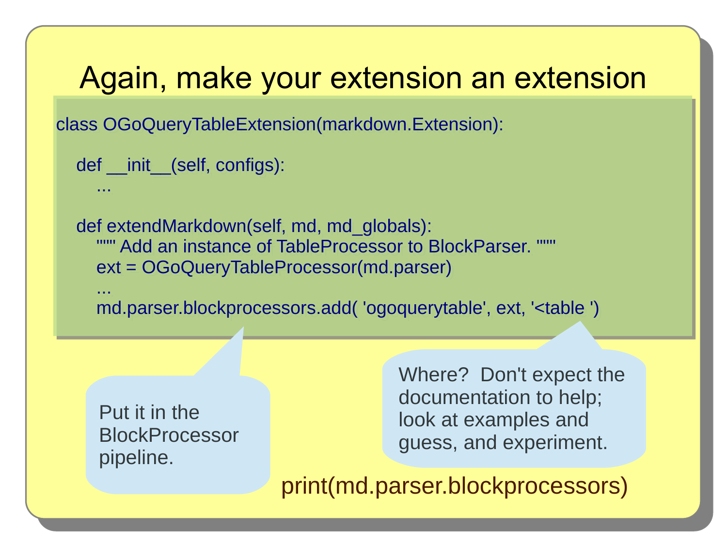# Again, make your extension an extension

```
class OGoQueryTableExtension(markdown.Extension):

    def __init__(self, configs):
        ...

    def extendMarkdown(self, md, md_globals):
        """ Add an instance of TableProcessor to BlockParser. """
        ext = OGoQueryTableProcessor(md.parser)
        ...
        md.parser.blockprocessors.add( 'ogoquerytable', ext, '<table ')
```

Put it in the BlockProcessor pipeline.

Where? Don't expect the documentation to help; look at examples and guess, and experiment.

```
print(md.parser.blockprocessors)
```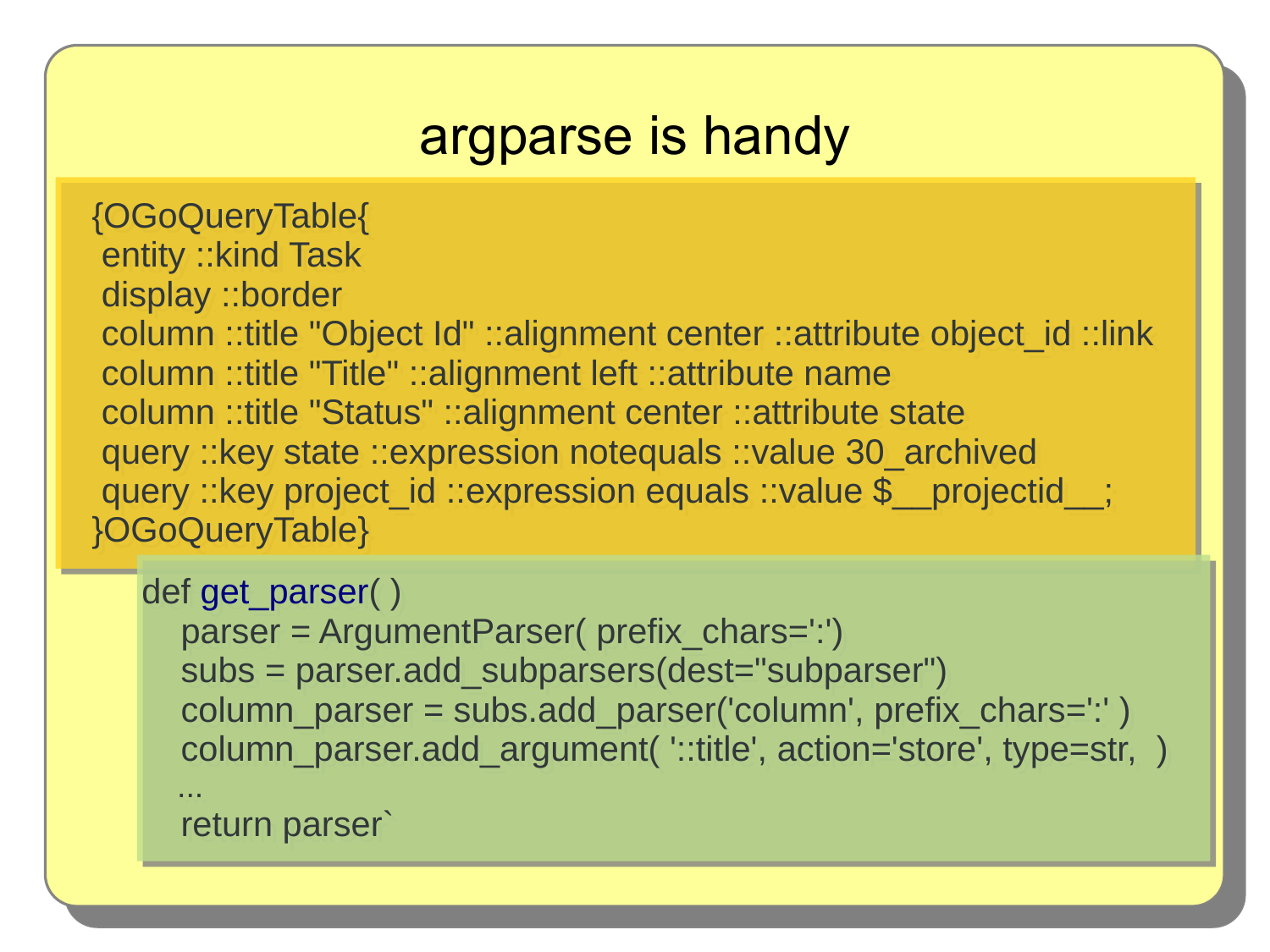# argparse is handy

```
{OGoQueryTable{
 entity ::kind Task
 display ::border
 column ::title "Object Id" ::alignment center ::attribute object_id ::link
 column ::title "Title" ::alignment left ::attribute name
 column ::title "Status" ::alignment center ::attribute state
 query ::key state ::expression notequals ::value 30_archived
 query ::key project_id ::expression equals ::value $__projectid__;
}OGoQueryTable}
```

```
def get_parser( )
    parser = ArgumentParser( prefix_chars=':')
    subs = parser.add_subparsers(dest="subparser")
    column_parser = subs.add_parser('column', prefix_chars=':' )
    column_parser.add_argument( '::title', action='store', type=str,  )
    ...
    return parser`
```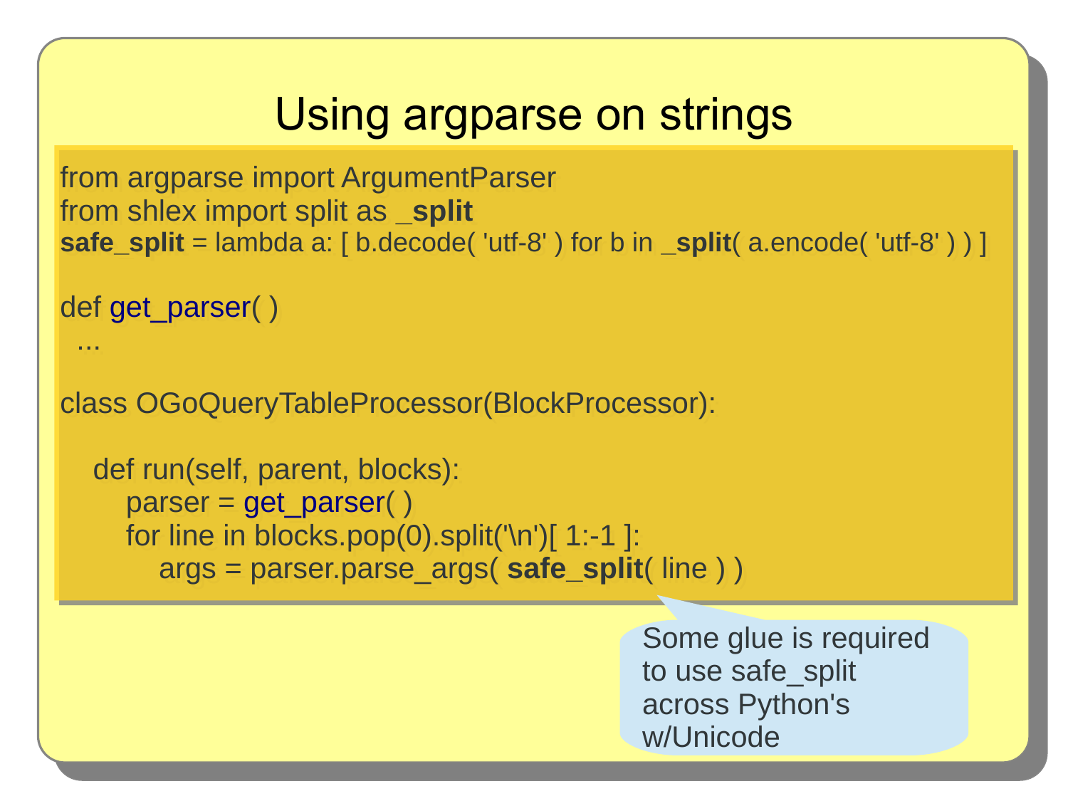# Using argparse on strings

```
from argparse import ArgumentParser
from shlex import split as _split
safe_split = lambda a: [ b.decode( 'utf-8' ) for b in _split( a.encode( 'utf-8' ) ) ]

def get_parser( )
  ...

class OGoQueryTableProcessor(BlockProcessor):

    def run(self, parent, blocks):
        parser = get_parser( )
        for line in blocks.pop(0).split('\n')[ 1:-1 ]:
            args = parser.parse_args( safe_split( line ) )
```

Some glue is required to use safe_split across Python's w/Unicode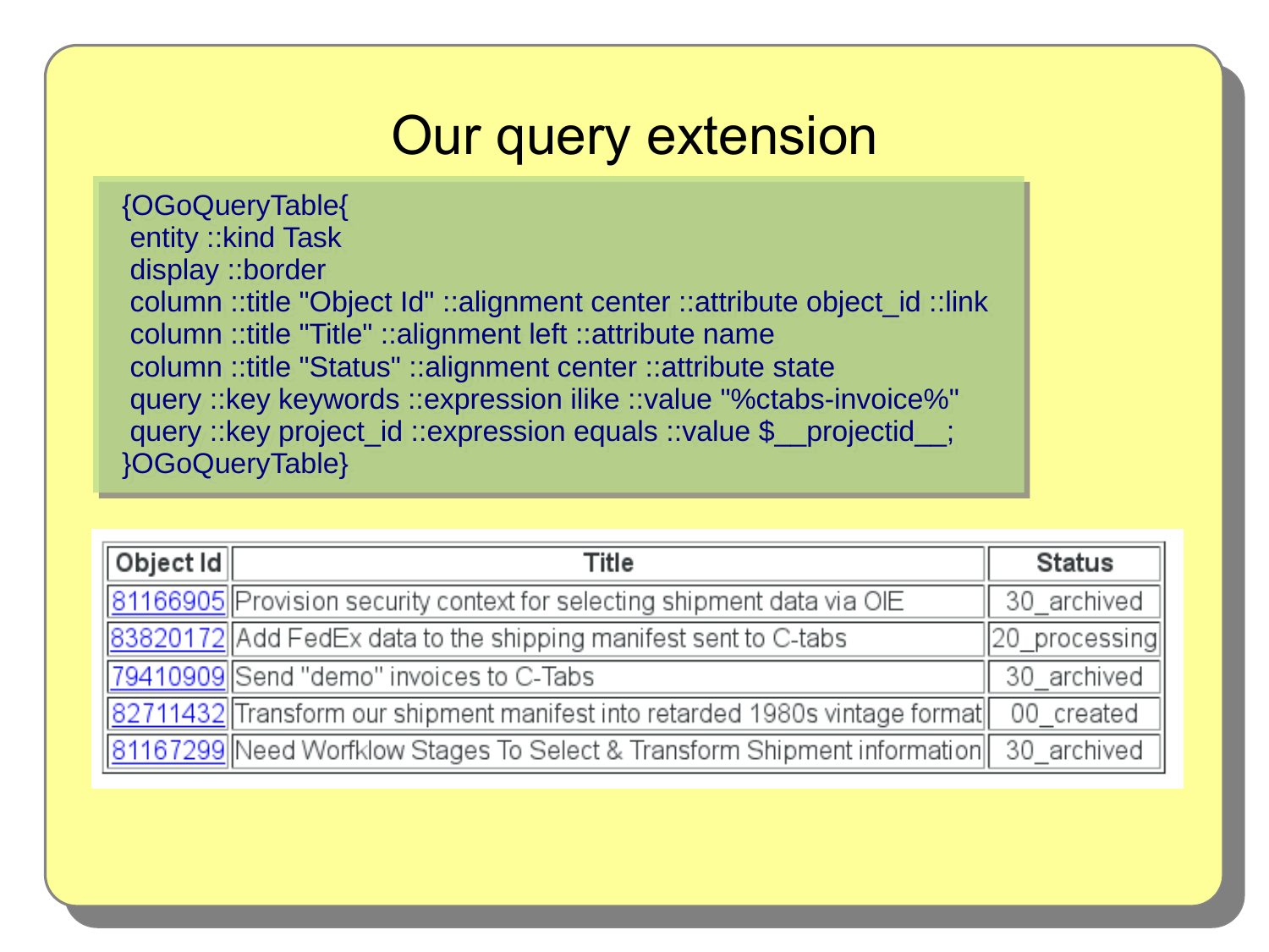# Our query extension

```
{OGoQueryTable{
 entity ::kind Task
 display ::border
 column ::title "Object Id" ::alignment center ::attribute object_id ::link
 column ::title "Title" ::alignment left ::attribute name
 column ::title "Status" ::alignment center ::attribute state
 query ::key keywords ::expression ilike ::value "%ctabs-invoice%"
 query ::key project_id ::expression equals ::value $__projectid__;
}OGoQueryTable}
```

| Object Id | Title | Status |
|---|---|---|
| 81166905 | Provision security context for selecting shipment data via OIE | 30_archived |
| 83820172 | Add FedEx data to the shipping manifest sent to C-tabs | 20_processing |
| 79410909 | Send "demo" invoices to C-Tabs | 30_archived |
| 82711432 | Transform our shipment manifest into retarded 1980s vintage format | 00_created |
| 81167299 | Need Worfklow Stages To Select & Transform Shipment information | 30_archived |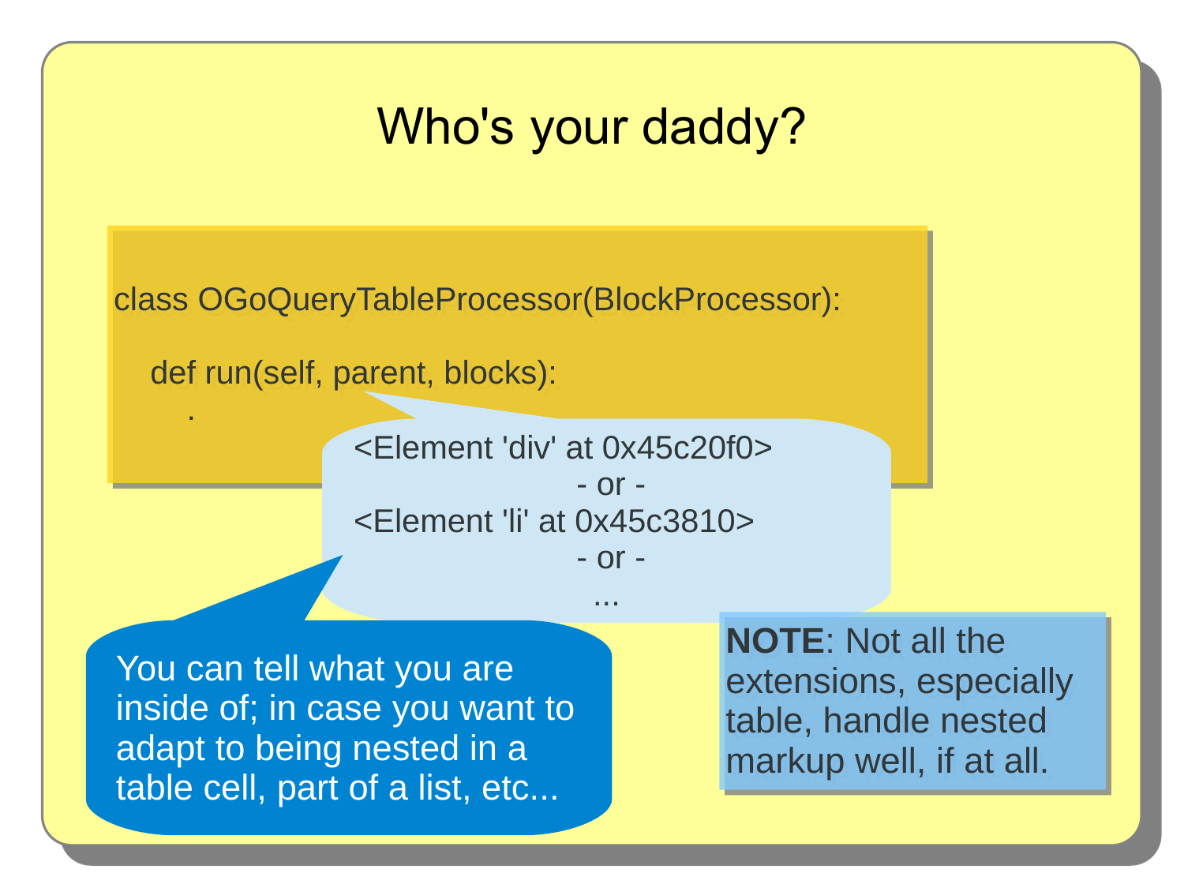# Who's your daddy?

```
class OGoQueryTableProcessor(BlockProcessor):

    def run(self, parent, blocks):
        .
```

<Element 'div' at 0x45c20f0>
- or -
<Element 'li' at 0x45c3810>
- or -
...

You can tell what you are inside of; in case you want to adapt to being nested in a table cell, part of a list, etc...

**NOTE**: Not all the extensions, especially table, handle nested markup well, if at all.